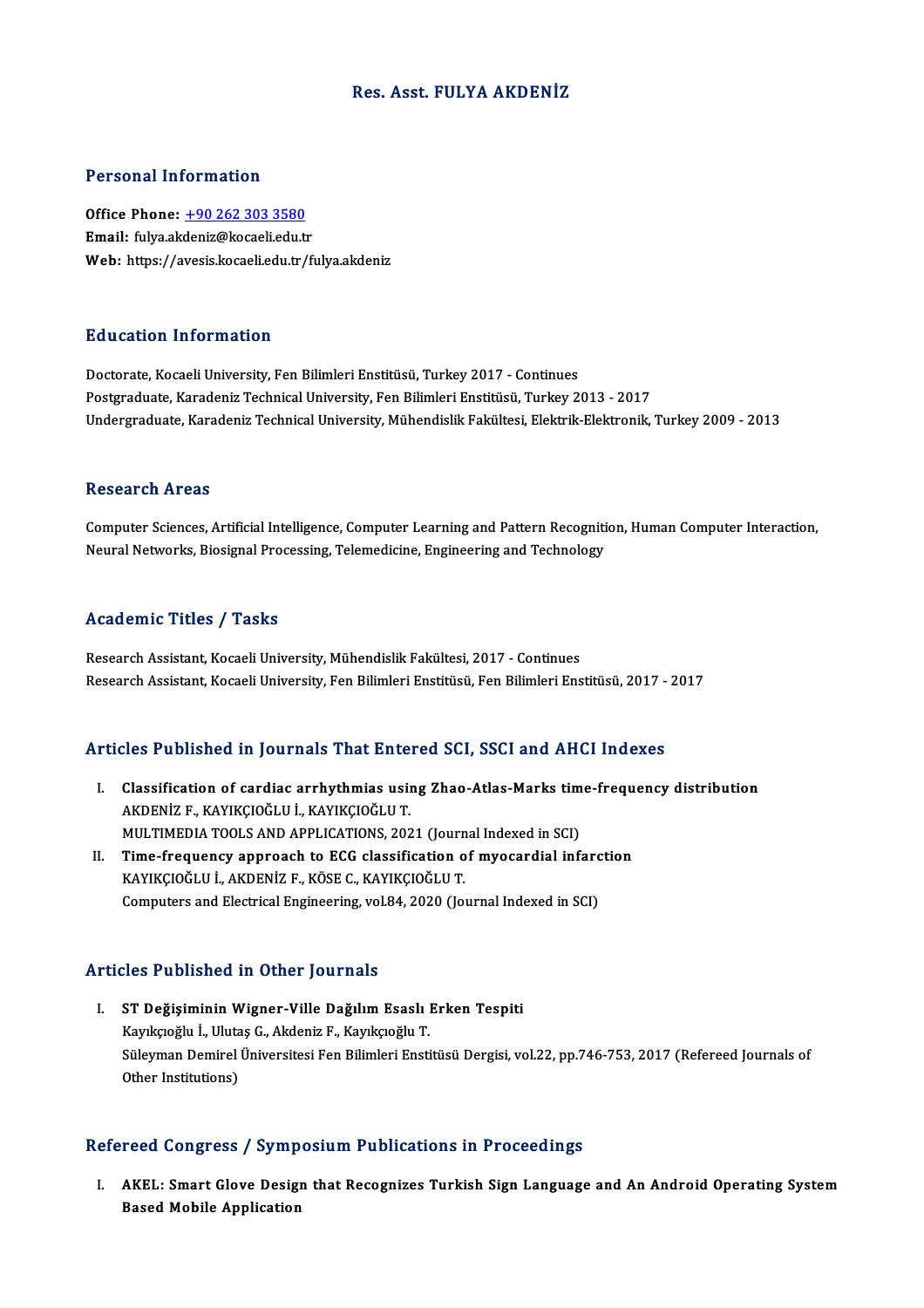# Res. Asst. FULYA AKDENİZ

## Personal Information

**Office Phone:** +90 262 303 3580
**Email:** fulya.akdeniz@kocaeli.edu.tr
**Web:** https://avesis.kocaeli.edu.tr/fulya.akdeniz

## Education Information

Doctorate, Kocaeli University, Fen Bilimleri Enstitüsü, Turkey 2017 - Continues
Postgraduate, Karadeniz Technical University, Fen Bilimleri Enstitüsü, Turkey 2013 - 2017
Undergraduate, Karadeniz Technical University, Mühendislik Fakültesi, Elektrik-Elektronik, Turkey 2009 - 2013

## Research Areas

Computer Sciences, Artificial Intelligence, Computer Learning and Pattern Recognition, Human Computer Interaction, Neural Networks, Biosignal Processing, Telemedicine, Engineering and Technology

## Academic Titles / Tasks

Research Assistant, Kocaeli University, Mühendislik Fakültesi, 2017 - Continues
Research Assistant, Kocaeli University, Fen Bilimleri Enstitüsü, Fen Bilimleri Enstitüsü, 2017 - 2017

## Articles Published in Journals That Entered SCI, SSCI and AHCI Indexes

I. **Classification of cardiac arrhythmias using Zhao-Atlas-Marks time-frequency distribution**
   AKDENİZ F., KAYIKÇIOĞLU İ., KAYIKÇIOĞLU T.
   MULTIMEDIA TOOLS AND APPLICATIONS, 2021 (Journal Indexed in SCI)

II. **Time-frequency approach to ECG classification of myocardial infarction**
   KAYIKÇIOĞLU İ., AKDENİZ F., KÖSE C., KAYIKÇIOĞLU T.
   Computers and Electrical Engineering, vol.84, 2020 (Journal Indexed in SCI)

## Articles Published in Other Journals

I. **ST Değişiminin Wigner-Ville Dağılım Esaslı Erken Tespiti**
   Kayıkçıoğlu İ., Ulutaş G., Akdeniz F., Kayıkçıoğlu T.
   Süleyman Demirel Üniversitesi Fen Bilimleri Enstitüsü Dergisi, vol.22, pp.746-753, 2017 (Refereed Journals of Other Institutions)

## Refereed Congress / Symposium Publications in Proceedings

I. **AKEL: Smart Glove Design that Recognizes Turkish Sign Language and An Android Operating System Based Mobile Application**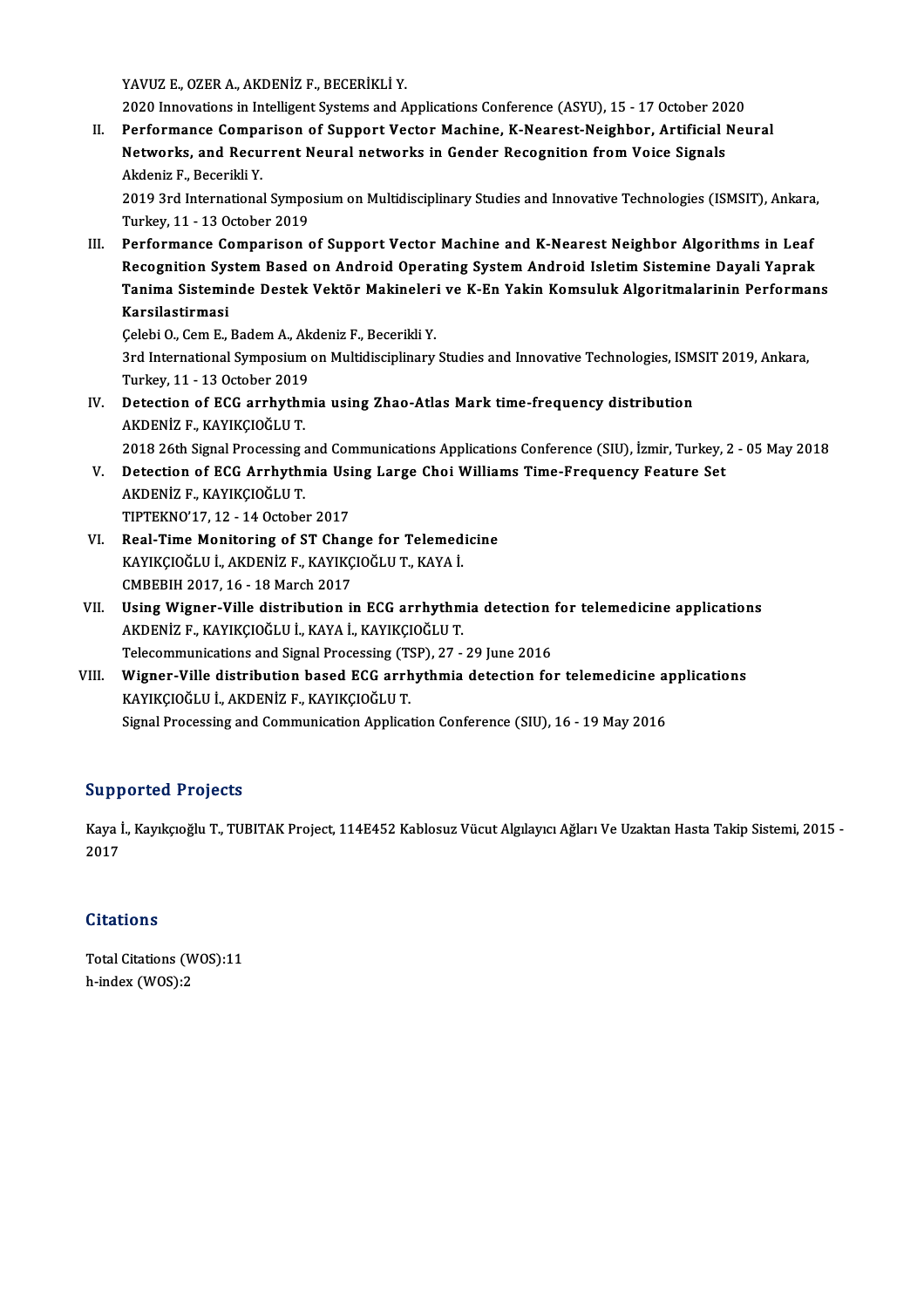YAVUZ E., OZER A., AKDENİZ F., BECERİKLİ Y.
2020 Innovations in Intelligent Systems and Applications Conference (ASYU), 15 - 17 October 2020

II. **Performance Comparison of Support Vector Machine, K-Nearest-Neighbor, Artificial Neural Networks, and Recurrent Neural networks in Gender Recognition from Voice Signals**
Akdeniz F., Becerikli Y.
2019 3rd International Symposium on Multidisciplinary Studies and Innovative Technologies (ISMSIT), Ankara, Turkey, 11 - 13 October 2019

III. **Performance Comparison of Support Vector Machine and K-Nearest Neighbor Algorithms in Leaf Recognition System Based on Android Operating System Android Isletim Sistemine Dayali Yaprak Tanima Sisteminde Destek Vektör Makineleri ve K-En Yakin Komsuluk Algoritmalarinin Performans Karsilastirmasi**
Çelebi O., Cem E., Badem A., Akdeniz F., Becerikli Y.
3rd International Symposium on Multidisciplinary Studies and Innovative Technologies, ISMSIT 2019, Ankara, Turkey, 11 - 13 October 2019

IV. **Detection of ECG arrhythmia using Zhao-Atlas Mark time-frequency distribution**
AKDENİZ F., KAYIKÇIOĞLU T.
2018 26th Signal Processing and Communications Applications Conference (SIU), İzmir, Turkey, 2 - 05 May 2018

V. **Detection of ECG Arrhythmia Using Large Choi Williams Time-Frequency Feature Set**
AKDENİZ F., KAYIKÇIOĞLU T.
TIPTEKNO'17, 12 - 14 October 2017

VI. **Real-Time Monitoring of ST Change for Telemedicine**
KAYIKÇIOĞLU İ., AKDENİZ F., KAYIKÇIOĞLU T., KAYA İ.
CMBEBIH 2017, 16 - 18 March 2017

VII. **Using Wigner-Ville distribution in ECG arrhythmia detection for telemedicine applications**
AKDENİZ F., KAYIKÇIOĞLU İ., KAYA İ., KAYIKÇIOĞLU T.
Telecommunications and Signal Processing (TSP), 27 - 29 June 2016

VIII. **Wigner-Ville distribution based ECG arrhythmia detection for telemedicine applications**
KAYIKÇIOĞLU İ., AKDENİZ F., KAYIKÇIOĞLU T.
Signal Processing and Communication Application Conference (SIU), 16 - 19 May 2016

## Supported Projects

Kaya İ., Kayıkçıoğlu T., TUBITAK Project, 114E452 Kablosuz Vücut Algılayıcı Ağları Ve Uzaktan Hasta Takip Sistemi, 2015 - 2017

## Citations

Total Citations (WOS):11
h-index (WOS):2